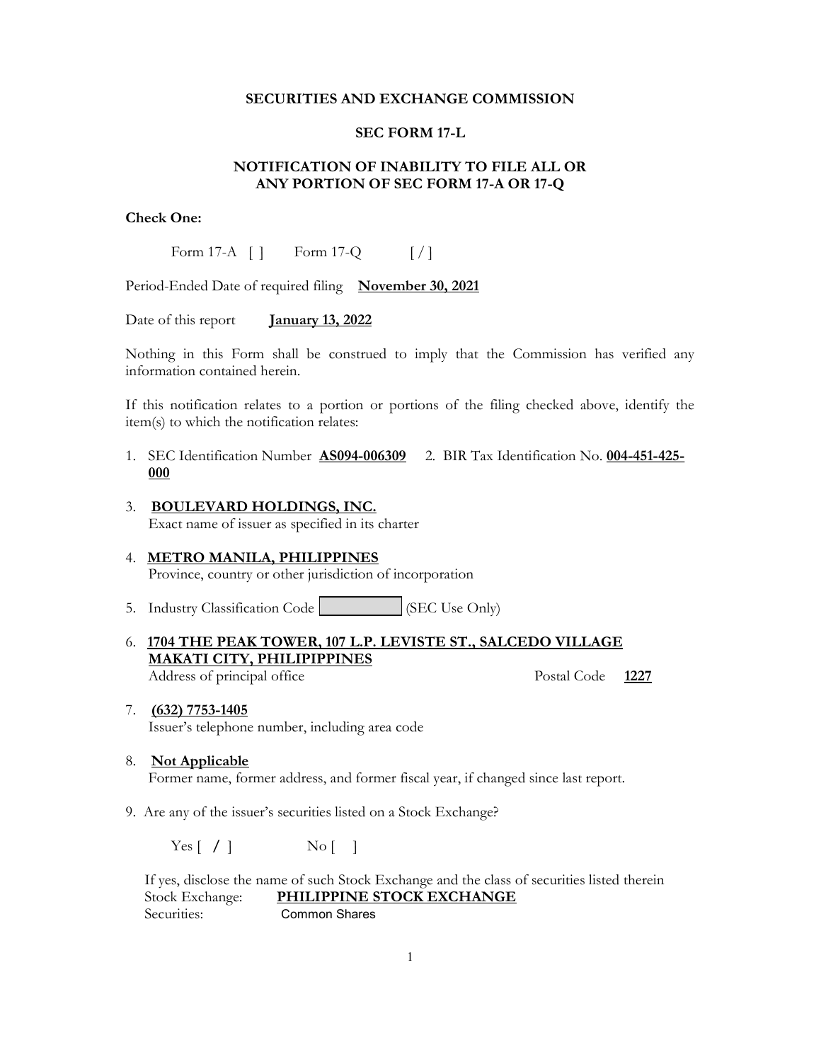**SECURITIES AND EXCHANGE COMMISSION**

**SEC FORM 17-L**

**NOTIFICATION OF INABILITY TO FILE ALL OR ANY PORTION OF SEC FORM 17-A OR 17-Q**

**Check One:**

Form 17-A [ ] Form 17-Q [ / ]

Period-Ended Date of required filing **November 30, 2021**

Date of this report **January 13, 2022**

Nothing in this Form shall be construed to imply that the Commission has verified any information contained herein.

If this notification relates to a portion or portions of the filing checked above, identify the item(s) to which the notification relates:

1. SEC Identification Number **AS094-006309** 2. BIR Tax Identification No. **004-451-425-000**

3. **BOULEVARD HOLDINGS, INC.**
   Exact name of issuer as specified in its charter

4. **METRO MANILA, PHILIPPINES**
   Province, country or other jurisdiction of incorporation

5. Industry Classification Code [          ] (SEC Use Only)

6. **1704 THE PEAK TOWER, 107 L.P. LEVISTE ST., SALCEDO VILLAGE MAKATI CITY, PHILIPPINES**
   Address of principal office Postal Code **1227**

7. **(632) 7753-1405**
   Issuer's telephone number, including area code

8. **Not Applicable**
   Former name, former address, and former fiscal year, if changed since last report.

9. Are any of the issuer's securities listed on a Stock Exchange?

   Yes [ / ] No [ ]

   If yes, disclose the name of such Stock Exchange and the class of securities listed therein
   Stock Exchange: **PHILIPPINE STOCK EXCHANGE**
   Securities: Common Shares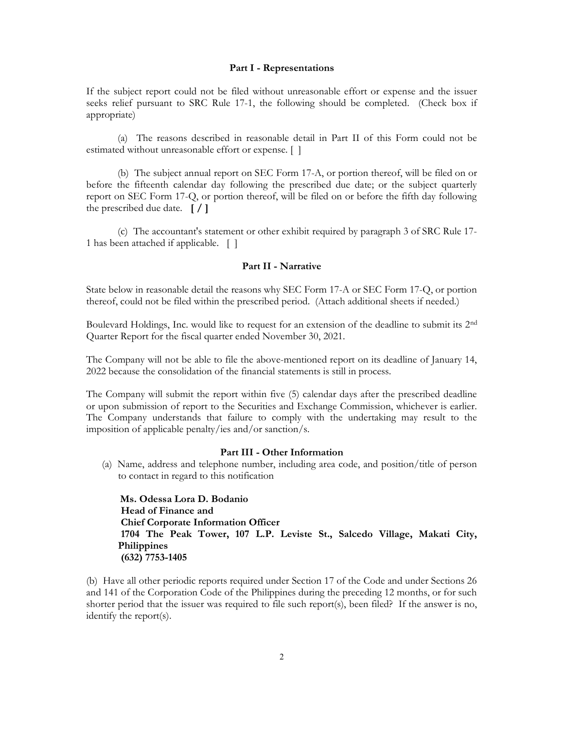**Part I - Representations**

If the subject report could not be filed without unreasonable effort or expense and the issuer seeks relief pursuant to SRC Rule 17-1, the following should be completed. (Check box if appropriate)

(a) The reasons described in reasonable detail in Part II of this Form could not be estimated without unreasonable effort or expense. [ ]

(b) The subject annual report on SEC Form 17-A, or portion thereof, will be filed on or before the fifteenth calendar day following the prescribed due date; or the subject quarterly report on SEC Form 17-Q, or portion thereof, will be filed on or before the fifth day following the prescribed due date. **[ / ]**

(c) The accountant's statement or other exhibit required by paragraph 3 of SRC Rule 17-1 has been attached if applicable. [ ]

**Part II - Narrative**

State below in reasonable detail the reasons why SEC Form 17-A or SEC Form 17-Q, or portion thereof, could not be filed within the prescribed period. (Attach additional sheets if needed.)

Boulevard Holdings, Inc. would like to request for an extension of the deadline to submit its 2nd Quarter Report for the fiscal quarter ended November 30, 2021.

The Company will not be able to file the above-mentioned report on its deadline of January 14, 2022 because the consolidation of the financial statements is still in process.

The Company will submit the report within five (5) calendar days after the prescribed deadline or upon submission of report to the Securities and Exchange Commission, whichever is earlier. The Company understands that failure to comply with the undertaking may result to the imposition of applicable penalty/ies and/or sanction/s.

**Part III - Other Information**

(a) Name, address and telephone number, including area code, and position/title of person to contact in regard to this notification

**Ms. Odessa Lora D. Bodanio**
**Head of Finance and**
**Chief Corporate Information Officer**
**1704 The Peak Tower, 107 L.P. Leviste St., Salcedo Village, Makati City, Philippines**
**(632) 7753-1405**

(b) Have all other periodic reports required under Section 17 of the Code and under Sections 26 and 141 of the Corporation Code of the Philippines during the preceding 12 months, or for such shorter period that the issuer was required to file such report(s), been filed? If the answer is no, identify the report(s).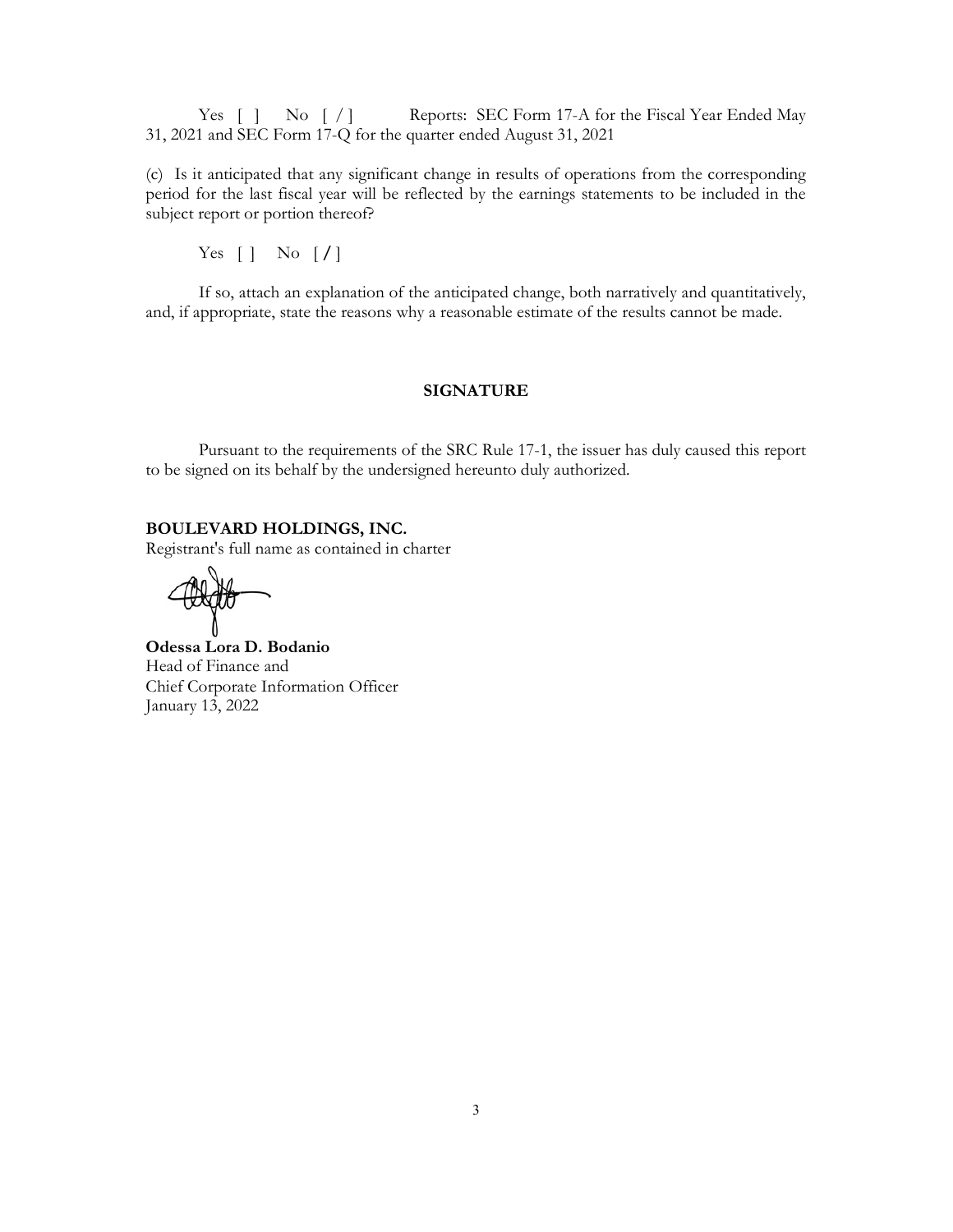Yes [ ] No [ / ] Reports: SEC Form 17-A for the Fiscal Year Ended May 31, 2021 and SEC Form 17-Q for the quarter ended August 31, 2021

(c) Is it anticipated that any significant change in results of operations from the corresponding period for the last fiscal year will be reflected by the earnings statements to be included in the subject report or portion thereof?

Yes [ ] No [ / ]

If so, attach an explanation of the anticipated change, both narratively and quantitatively, and, if appropriate, state the reasons why a reasonable estimate of the results cannot be made.

## SIGNATURE

Pursuant to the requirements of the SRC Rule 17-1, the issuer has duly caused this report to be signed on its behalf by the undersigned hereunto duly authorized.

**BOULEVARD HOLDINGS, INC.**
Registrant's full name as contained in charter

**Odessa Lora D. Bodanio**
Head of Finance and
Chief Corporate Information Officer
January 13, 2022